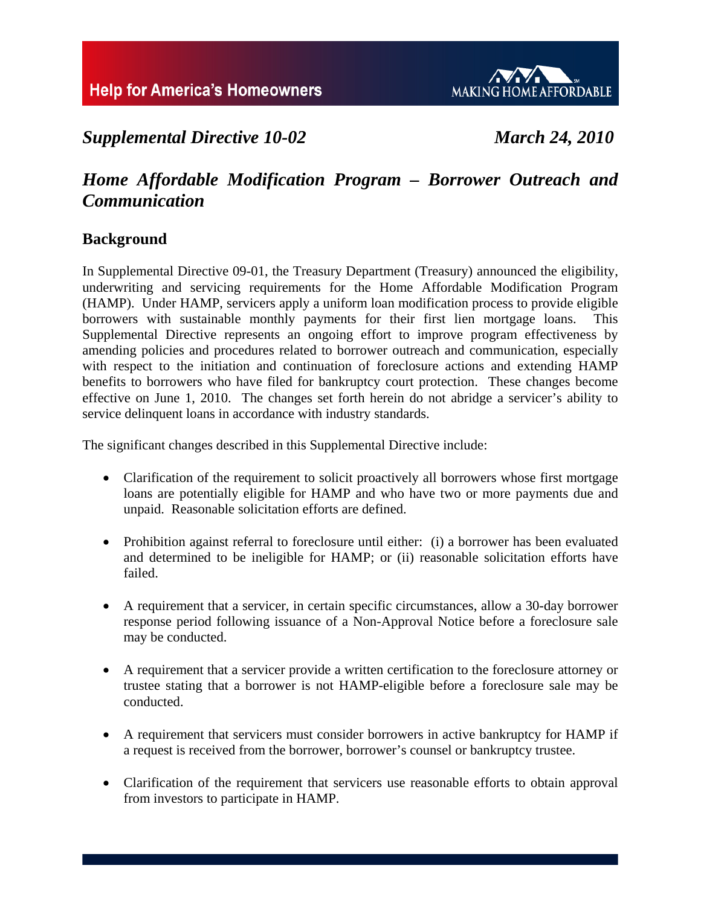*Supplemental Directive 10-02* *March 24, 2010*

# *Home Affordable Modification Program – Borrower Outreach and Communication*

## Background

In Supplemental Directive 09-01, the Treasury Department (Treasury) announced the eligibility, underwriting and servicing requirements for the Home Affordable Modification Program (HAMP). Under HAMP, servicers apply a uniform loan modification process to provide eligible borrowers with sustainable monthly payments for their first lien mortgage loans. This Supplemental Directive represents an ongoing effort to improve program effectiveness by amending policies and procedures related to borrower outreach and communication, especially with respect to the initiation and continuation of foreclosure actions and extending HAMP benefits to borrowers who have filed for bankruptcy court protection. These changes become effective on June 1, 2010. The changes set forth herein do not abridge a servicer's ability to service delinquent loans in accordance with industry standards.

The significant changes described in this Supplemental Directive include:

- Clarification of the requirement to solicit proactively all borrowers whose first mortgage loans are potentially eligible for HAMP and who have two or more payments due and unpaid. Reasonable solicitation efforts are defined.
- Prohibition against referral to foreclosure until either: (i) a borrower has been evaluated and determined to be ineligible for HAMP; or (ii) reasonable solicitation efforts have failed.
- A requirement that a servicer, in certain specific circumstances, allow a 30-day borrower response period following issuance of a Non-Approval Notice before a foreclosure sale may be conducted.
- A requirement that a servicer provide a written certification to the foreclosure attorney or trustee stating that a borrower is not HAMP-eligible before a foreclosure sale may be conducted.
- A requirement that servicers must consider borrowers in active bankruptcy for HAMP if a request is received from the borrower, borrower's counsel or bankruptcy trustee.
- Clarification of the requirement that servicers use reasonable efforts to obtain approval from investors to participate in HAMP.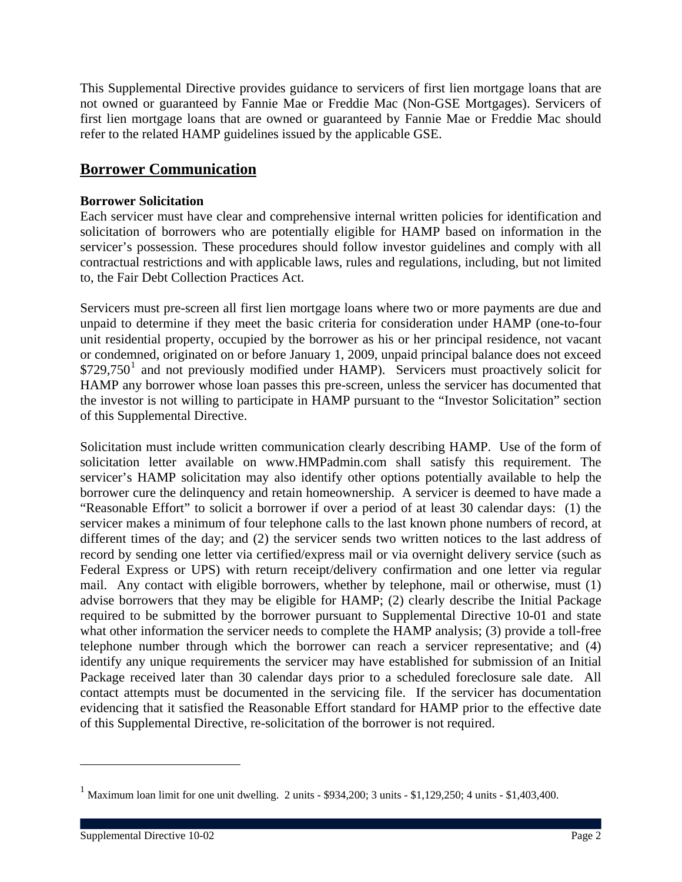This Supplemental Directive provides guidance to servicers of first lien mortgage loans that are not owned or guaranteed by Fannie Mae or Freddie Mac (Non-GSE Mortgages). Servicers of first lien mortgage loans that are owned or guaranteed by Fannie Mae or Freddie Mac should refer to the related HAMP guidelines issued by the applicable GSE.

## Borrower Communication

**Borrower Solicitation**

Each servicer must have clear and comprehensive internal written policies for identification and solicitation of borrowers who are potentially eligible for HAMP based on information in the servicer's possession. These procedures should follow investor guidelines and comply with all contractual restrictions and with applicable laws, rules and regulations, including, but not limited to, the Fair Debt Collection Practices Act.

Servicers must pre-screen all first lien mortgage loans where two or more payments are due and unpaid to determine if they meet the basic criteria for consideration under HAMP (one-to-four unit residential property, occupied by the borrower as his or her principal residence, not vacant or condemned, originated on or before January 1, 2009, unpaid principal balance does not exceed $729,750[1] and not previously modified under HAMP). Servicers must proactively solicit for HAMP any borrower whose loan passes this pre-screen, unless the servicer has documented that the investor is not willing to participate in HAMP pursuant to the "Investor Solicitation" section of this Supplemental Directive.

Solicitation must include written communication clearly describing HAMP. Use of the form of solicitation letter available on www.HMPadmin.com shall satisfy this requirement. The servicer's HAMP solicitation may also identify other options potentially available to help the borrower cure the delinquency and retain homeownership. A servicer is deemed to have made a "Reasonable Effort" to solicit a borrower if over a period of at least 30 calendar days: (1) the servicer makes a minimum of four telephone calls to the last known phone numbers of record, at different times of the day; and (2) the servicer sends two written notices to the last address of record by sending one letter via certified/express mail or via overnight delivery service (such as Federal Express or UPS) with return receipt/delivery confirmation and one letter via regular mail. Any contact with eligible borrowers, whether by telephone, mail or otherwise, must (1) advise borrowers that they may be eligible for HAMP; (2) clearly describe the Initial Package required to be submitted by the borrower pursuant to Supplemental Directive 10-01 and state what other information the servicer needs to complete the HAMP analysis; (3) provide a toll-free telephone number through which the borrower can reach a servicer representative; and (4) identify any unique requirements the servicer may have established for submission of an Initial Package received later than 30 calendar days prior to a scheduled foreclosure sale date. All contact attempts must be documented in the servicing file. If the servicer has documentation evidencing that it satisfied the Reasonable Effort standard for HAMP prior to the effective date of this Supplemental Directive, re-solicitation of the borrower is not required.

---

[1] Maximum loan limit for one unit dwelling. 2 units - $934,200; 3 units - $1,129,250; 4 units - $1,403,400.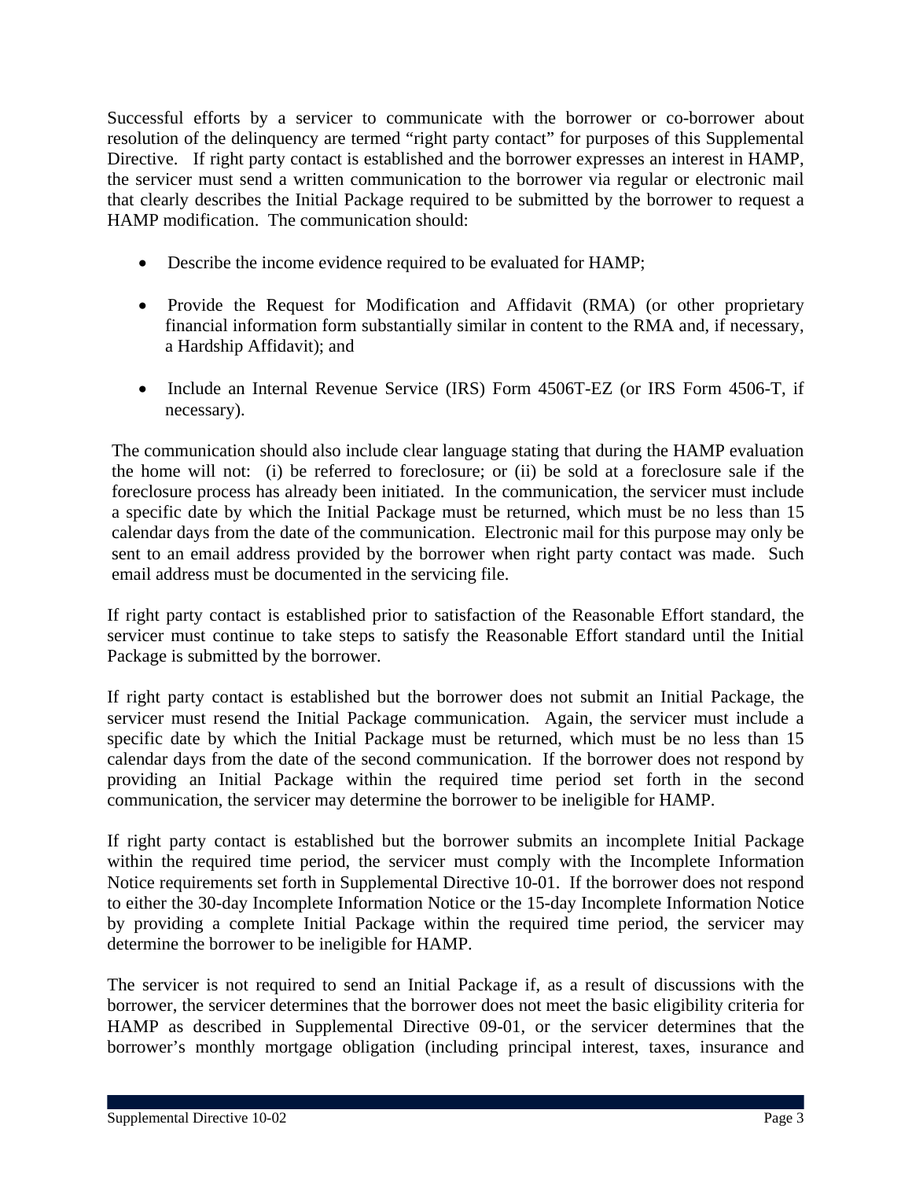Successful efforts by a servicer to communicate with the borrower or co-borrower about resolution of the delinquency are termed "right party contact" for purposes of this Supplemental Directive. If right party contact is established and the borrower expresses an interest in HAMP, the servicer must send a written communication to the borrower via regular or electronic mail that clearly describes the Initial Package required to be submitted by the borrower to request a HAMP modification. The communication should:

- Describe the income evidence required to be evaluated for HAMP;
- Provide the Request for Modification and Affidavit (RMA) (or other proprietary financial information form substantially similar in content to the RMA and, if necessary, a Hardship Affidavit); and
- Include an Internal Revenue Service (IRS) Form 4506T-EZ (or IRS Form 4506-T, if necessary).

The communication should also include clear language stating that during the HAMP evaluation the home will not: (i) be referred to foreclosure; or (ii) be sold at a foreclosure sale if the foreclosure process has already been initiated. In the communication, the servicer must include a specific date by which the Initial Package must be returned, which must be no less than 15 calendar days from the date of the communication. Electronic mail for this purpose may only be sent to an email address provided by the borrower when right party contact was made. Such email address must be documented in the servicing file.

If right party contact is established prior to satisfaction of the Reasonable Effort standard, the servicer must continue to take steps to satisfy the Reasonable Effort standard until the Initial Package is submitted by the borrower.

If right party contact is established but the borrower does not submit an Initial Package, the servicer must resend the Initial Package communication. Again, the servicer must include a specific date by which the Initial Package must be returned, which must be no less than 15 calendar days from the date of the second communication. If the borrower does not respond by providing an Initial Package within the required time period set forth in the second communication, the servicer may determine the borrower to be ineligible for HAMP.

If right party contact is established but the borrower submits an incomplete Initial Package within the required time period, the servicer must comply with the Incomplete Information Notice requirements set forth in Supplemental Directive 10-01. If the borrower does not respond to either the 30-day Incomplete Information Notice or the 15-day Incomplete Information Notice by providing a complete Initial Package within the required time period, the servicer may determine the borrower to be ineligible for HAMP.

The servicer is not required to send an Initial Package if, as a result of discussions with the borrower, the servicer determines that the borrower does not meet the basic eligibility criteria for HAMP as described in Supplemental Directive 09-01, or the servicer determines that the borrower's monthly mortgage obligation (including principal interest, taxes, insurance and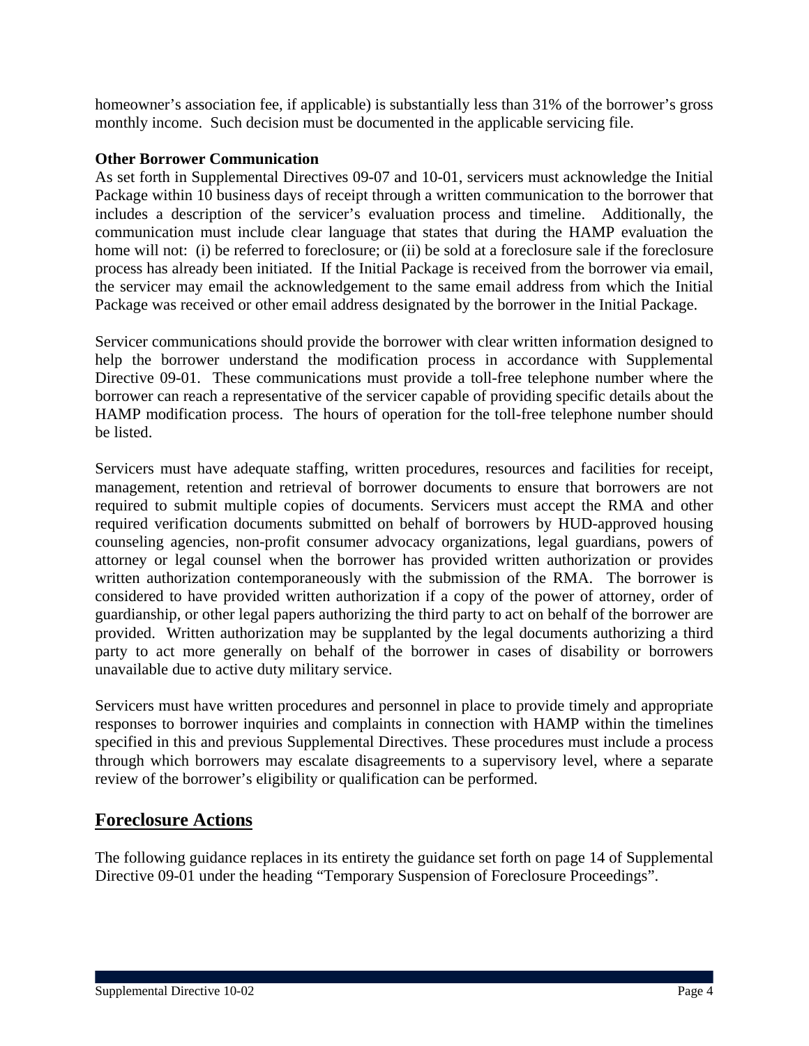homeowner's association fee, if applicable) is substantially less than 31% of the borrower's gross monthly income. Such decision must be documented in the applicable servicing file.

**Other Borrower Communication**

As set forth in Supplemental Directives 09-07 and 10-01, servicers must acknowledge the Initial Package within 10 business days of receipt through a written communication to the borrower that includes a description of the servicer's evaluation process and timeline. Additionally, the communication must include clear language that states that during the HAMP evaluation the home will not: (i) be referred to foreclosure; or (ii) be sold at a foreclosure sale if the foreclosure process has already been initiated. If the Initial Package is received from the borrower via email, the servicer may email the acknowledgement to the same email address from which the Initial Package was received or other email address designated by the borrower in the Initial Package.

Servicer communications should provide the borrower with clear written information designed to help the borrower understand the modification process in accordance with Supplemental Directive 09-01. These communications must provide a toll-free telephone number where the borrower can reach a representative of the servicer capable of providing specific details about the HAMP modification process. The hours of operation for the toll-free telephone number should be listed.

Servicers must have adequate staffing, written procedures, resources and facilities for receipt, management, retention and retrieval of borrower documents to ensure that borrowers are not required to submit multiple copies of documents. Servicers must accept the RMA and other required verification documents submitted on behalf of borrowers by HUD-approved housing counseling agencies, non-profit consumer advocacy organizations, legal guardians, powers of attorney or legal counsel when the borrower has provided written authorization or provides written authorization contemporaneously with the submission of the RMA. The borrower is considered to have provided written authorization if a copy of the power of attorney, order of guardianship, or other legal papers authorizing the third party to act on behalf of the borrower are provided. Written authorization may be supplanted by the legal documents authorizing a third party to act more generally on behalf of the borrower in cases of disability or borrowers unavailable due to active duty military service.

Servicers must have written procedures and personnel in place to provide timely and appropriate responses to borrower inquiries and complaints in connection with HAMP within the timelines specified in this and previous Supplemental Directives. These procedures must include a process through which borrowers may escalate disagreements to a supervisory level, where a separate review of the borrower's eligibility or qualification can be performed.

## Foreclosure Actions

The following guidance replaces in its entirety the guidance set forth on page 14 of Supplemental Directive 09-01 under the heading "Temporary Suspension of Foreclosure Proceedings".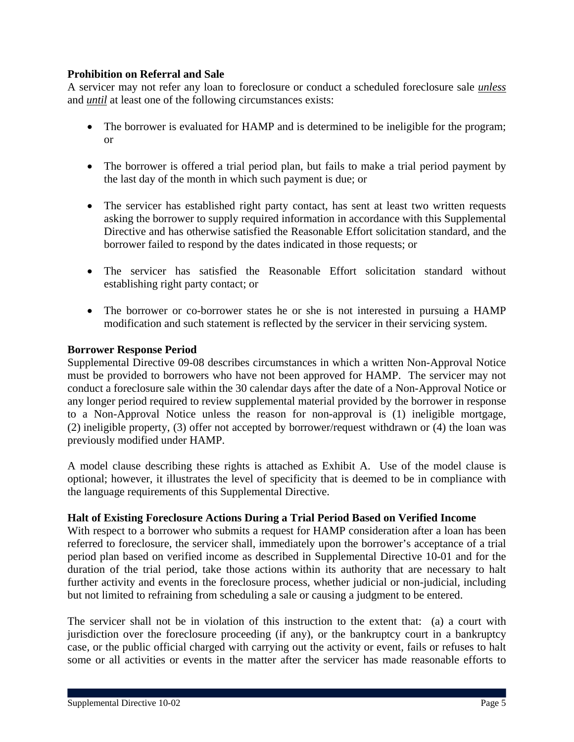**Prohibition on Referral and Sale**

A servicer may not refer any loan to foreclosure or conduct a scheduled foreclosure sale ***unless*** and ***until*** at least one of the following circumstances exists:

- The borrower is evaluated for HAMP and is determined to be ineligible for the program; or
- The borrower is offered a trial period plan, but fails to make a trial period payment by the last day of the month in which such payment is due; or
- The servicer has established right party contact, has sent at least two written requests asking the borrower to supply required information in accordance with this Supplemental Directive and has otherwise satisfied the Reasonable Effort solicitation standard, and the borrower failed to respond by the dates indicated in those requests; or
- The servicer has satisfied the Reasonable Effort solicitation standard without establishing right party contact; or
- The borrower or co-borrower states he or she is not interested in pursuing a HAMP modification and such statement is reflected by the servicer in their servicing system.

**Borrower Response Period**

Supplemental Directive 09-08 describes circumstances in which a written Non-Approval Notice must be provided to borrowers who have not been approved for HAMP. The servicer may not conduct a foreclosure sale within the 30 calendar days after the date of a Non-Approval Notice or any longer period required to review supplemental material provided by the borrower in response to a Non-Approval Notice unless the reason for non-approval is (1) ineligible mortgage, (2) ineligible property, (3) offer not accepted by borrower/request withdrawn or (4) the loan was previously modified under HAMP.

A model clause describing these rights is attached as Exhibit A. Use of the model clause is optional; however, it illustrates the level of specificity that is deemed to be in compliance with the language requirements of this Supplemental Directive.

**Halt of Existing Foreclosure Actions During a Trial Period Based on Verified Income**

With respect to a borrower who submits a request for HAMP consideration after a loan has been referred to foreclosure, the servicer shall, immediately upon the borrower's acceptance of a trial period plan based on verified income as described in Supplemental Directive 10-01 and for the duration of the trial period, take those actions within its authority that are necessary to halt further activity and events in the foreclosure process, whether judicial or non-judicial, including but not limited to refraining from scheduling a sale or causing a judgment to be entered.

The servicer shall not be in violation of this instruction to the extent that: (a) a court with jurisdiction over the foreclosure proceeding (if any), or the bankruptcy court in a bankruptcy case, or the public official charged with carrying out the activity or event, fails or refuses to halt some or all activities or events in the matter after the servicer has made reasonable efforts to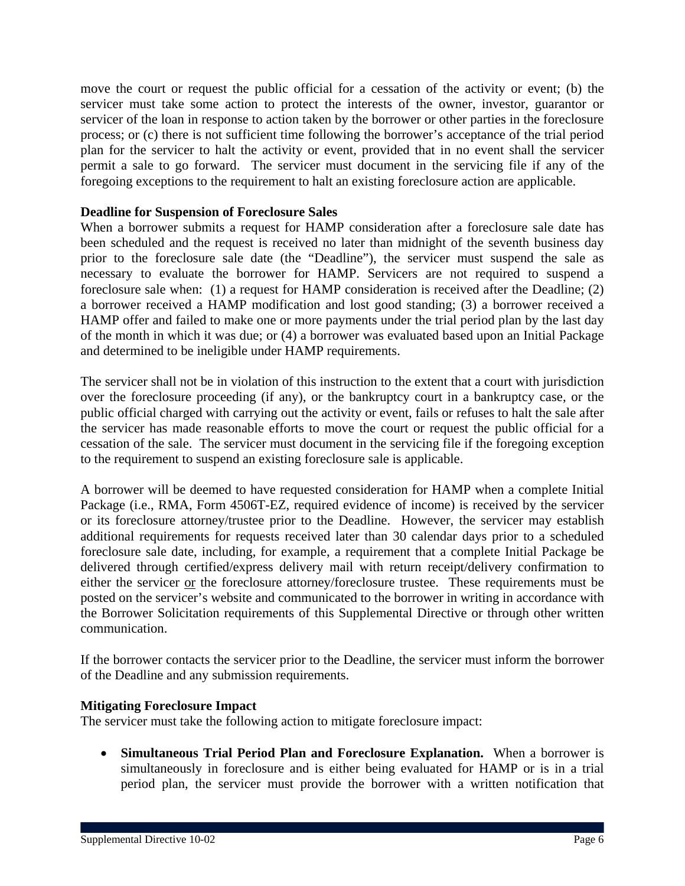move the court or request the public official for a cessation of the activity or event; (b) the servicer must take some action to protect the interests of the owner, investor, guarantor or servicer of the loan in response to action taken by the borrower or other parties in the foreclosure process; or (c) there is not sufficient time following the borrower's acceptance of the trial period plan for the servicer to halt the activity or event, provided that in no event shall the servicer permit a sale to go forward. The servicer must document in the servicing file if any of the foregoing exceptions to the requirement to halt an existing foreclosure action are applicable.

**Deadline for Suspension of Foreclosure Sales**

When a borrower submits a request for HAMP consideration after a foreclosure sale date has been scheduled and the request is received no later than midnight of the seventh business day prior to the foreclosure sale date (the "Deadline"), the servicer must suspend the sale as necessary to evaluate the borrower for HAMP. Servicers are not required to suspend a foreclosure sale when: (1) a request for HAMP consideration is received after the Deadline; (2) a borrower received a HAMP modification and lost good standing; (3) a borrower received a HAMP offer and failed to make one or more payments under the trial period plan by the last day of the month in which it was due; or (4) a borrower was evaluated based upon an Initial Package and determined to be ineligible under HAMP requirements.

The servicer shall not be in violation of this instruction to the extent that a court with jurisdiction over the foreclosure proceeding (if any), or the bankruptcy court in a bankruptcy case, or the public official charged with carrying out the activity or event, fails or refuses to halt the sale after the servicer has made reasonable efforts to move the court or request the public official for a cessation of the sale. The servicer must document in the servicing file if the foregoing exception to the requirement to suspend an existing foreclosure sale is applicable.

A borrower will be deemed to have requested consideration for HAMP when a complete Initial Package (i.e., RMA, Form 4506T-EZ, required evidence of income) is received by the servicer or its foreclosure attorney/trustee prior to the Deadline. However, the servicer may establish additional requirements for requests received later than 30 calendar days prior to a scheduled foreclosure sale date, including, for example, a requirement that a complete Initial Package be delivered through certified/express delivery mail with return receipt/delivery confirmation to either the servicer or the foreclosure attorney/foreclosure trustee. These requirements must be posted on the servicer's website and communicated to the borrower in writing in accordance with the Borrower Solicitation requirements of this Supplemental Directive or through other written communication.

If the borrower contacts the servicer prior to the Deadline, the servicer must inform the borrower of the Deadline and any submission requirements.

**Mitigating Foreclosure Impact**

The servicer must take the following action to mitigate foreclosure impact:

- **Simultaneous Trial Period Plan and Foreclosure Explanation.** When a borrower is simultaneously in foreclosure and is either being evaluated for HAMP or is in a trial period plan, the servicer must provide the borrower with a written notification that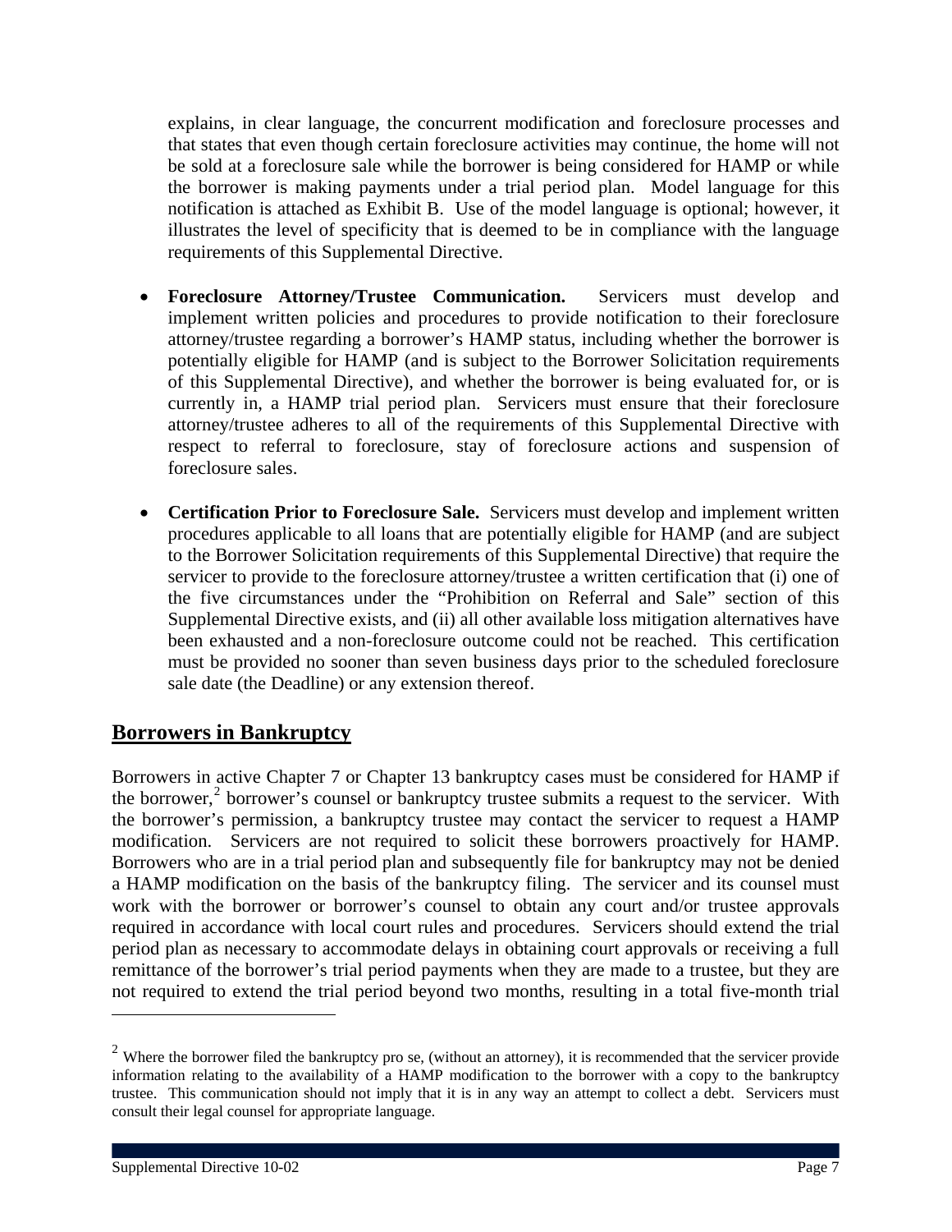explains, in clear language, the concurrent modification and foreclosure processes and that states that even though certain foreclosure activities may continue, the home will not be sold at a foreclosure sale while the borrower is being considered for HAMP or while the borrower is making payments under a trial period plan. Model language for this notification is attached as Exhibit B. Use of the model language is optional; however, it illustrates the level of specificity that is deemed to be in compliance with the language requirements of this Supplemental Directive.

- **Foreclosure Attorney/Trustee Communication.** Servicers must develop and implement written policies and procedures to provide notification to their foreclosure attorney/trustee regarding a borrower's HAMP status, including whether the borrower is potentially eligible for HAMP (and is subject to the Borrower Solicitation requirements of this Supplemental Directive), and whether the borrower is being evaluated for, or is currently in, a HAMP trial period plan. Servicers must ensure that their foreclosure attorney/trustee adheres to all of the requirements of this Supplemental Directive with respect to referral to foreclosure, stay of foreclosure actions and suspension of foreclosure sales.

- **Certification Prior to Foreclosure Sale.** Servicers must develop and implement written procedures applicable to all loans that are potentially eligible for HAMP (and are subject to the Borrower Solicitation requirements of this Supplemental Directive) that require the servicer to provide to the foreclosure attorney/trustee a written certification that (i) one of the five circumstances under the "Prohibition on Referral and Sale" section of this Supplemental Directive exists, and (ii) all other available loss mitigation alternatives have been exhausted and a non-foreclosure outcome could not be reached. This certification must be provided no sooner than seven business days prior to the scheduled foreclosure sale date (the Deadline) or any extension thereof.

## Borrowers in Bankruptcy

Borrowers in active Chapter 7 or Chapter 13 bankruptcy cases must be considered for HAMP if the borrower,[2] borrower's counsel or bankruptcy trustee submits a request to the servicer. With the borrower's permission, a bankruptcy trustee may contact the servicer to request a HAMP modification. Servicers are not required to solicit these borrowers proactively for HAMP. Borrowers who are in a trial period plan and subsequently file for bankruptcy may not be denied a HAMP modification on the basis of the bankruptcy filing. The servicer and its counsel must work with the borrower or borrower's counsel to obtain any court and/or trustee approvals required in accordance with local court rules and procedures. Servicers should extend the trial period plan as necessary to accommodate delays in obtaining court approvals or receiving a full remittance of the borrower's trial period payments when they are made to a trustee, but they are not required to extend the trial period beyond two months, resulting in a total five-month trial

[2] Where the borrower filed the bankruptcy pro se, (without an attorney), it is recommended that the servicer provide information relating to the availability of a HAMP modification to the borrower with a copy to the bankruptcy trustee. This communication should not imply that it is in any way an attempt to collect a debt. Servicers must consult their legal counsel for appropriate language.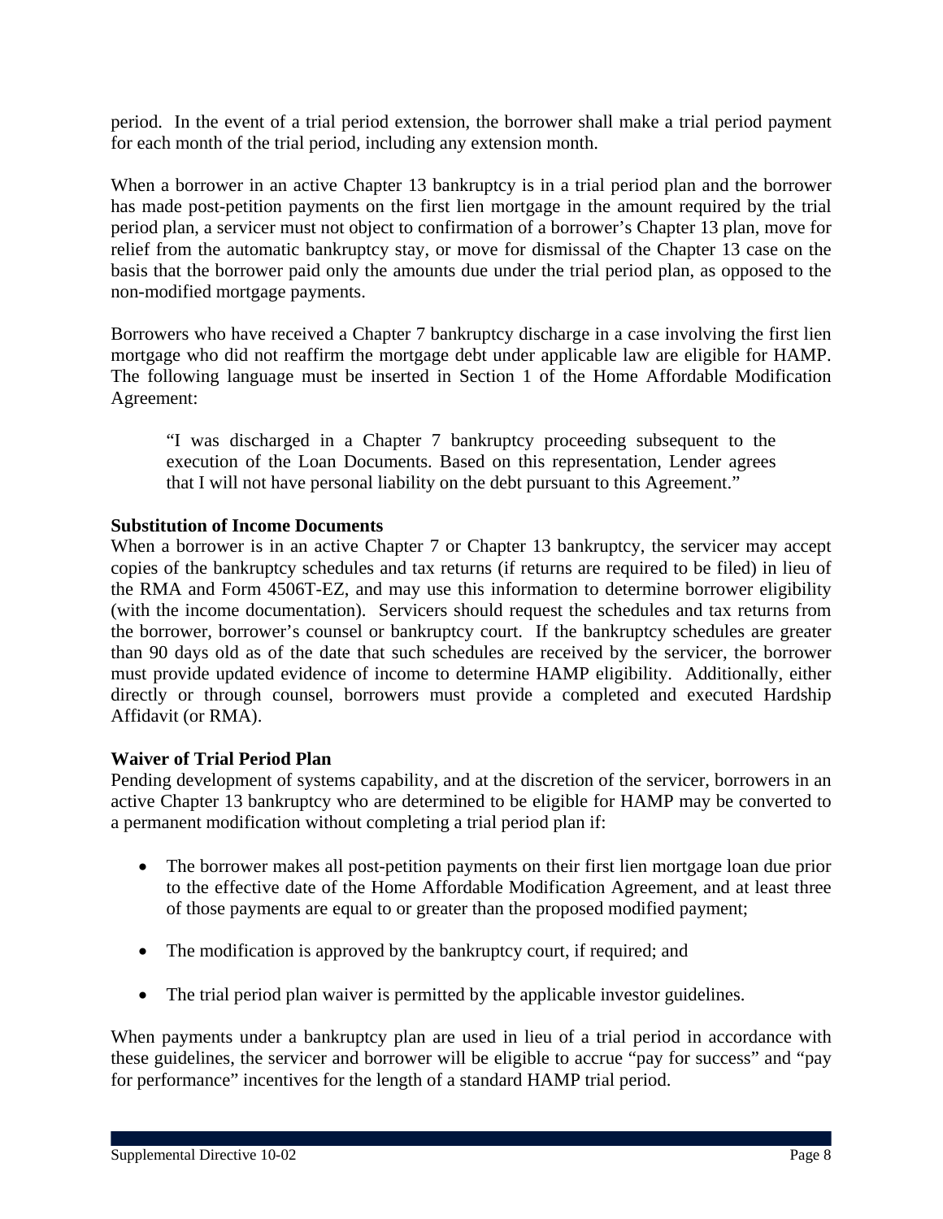period. In the event of a trial period extension, the borrower shall make a trial period payment for each month of the trial period, including any extension month.

When a borrower in an active Chapter 13 bankruptcy is in a trial period plan and the borrower has made post-petition payments on the first lien mortgage in the amount required by the trial period plan, a servicer must not object to confirmation of a borrower's Chapter 13 plan, move for relief from the automatic bankruptcy stay, or move for dismissal of the Chapter 13 case on the basis that the borrower paid only the amounts due under the trial period plan, as opposed to the non-modified mortgage payments.

Borrowers who have received a Chapter 7 bankruptcy discharge in a case involving the first lien mortgage who did not reaffirm the mortgage debt under applicable law are eligible for HAMP. The following language must be inserted in Section 1 of the Home Affordable Modification Agreement:

> "I was discharged in a Chapter 7 bankruptcy proceeding subsequent to the execution of the Loan Documents. Based on this representation, Lender agrees that I will not have personal liability on the debt pursuant to this Agreement."

**Substitution of Income Documents**

When a borrower is in an active Chapter 7 or Chapter 13 bankruptcy, the servicer may accept copies of the bankruptcy schedules and tax returns (if returns are required to be filed) in lieu of the RMA and Form 4506T-EZ, and may use this information to determine borrower eligibility (with the income documentation). Servicers should request the schedules and tax returns from the borrower, borrower's counsel or bankruptcy court. If the bankruptcy schedules are greater than 90 days old as of the date that such schedules are received by the servicer, the borrower must provide updated evidence of income to determine HAMP eligibility. Additionally, either directly or through counsel, borrowers must provide a completed and executed Hardship Affidavit (or RMA).

**Waiver of Trial Period Plan**

Pending development of systems capability, and at the discretion of the servicer, borrowers in an active Chapter 13 bankruptcy who are determined to be eligible for HAMP may be converted to a permanent modification without completing a trial period plan if:

- The borrower makes all post-petition payments on their first lien mortgage loan due prior to the effective date of the Home Affordable Modification Agreement, and at least three of those payments are equal to or greater than the proposed modified payment;
- The modification is approved by the bankruptcy court, if required; and
- The trial period plan waiver is permitted by the applicable investor guidelines.

When payments under a bankruptcy plan are used in lieu of a trial period in accordance with these guidelines, the servicer and borrower will be eligible to accrue "pay for success" and "pay for performance" incentives for the length of a standard HAMP trial period.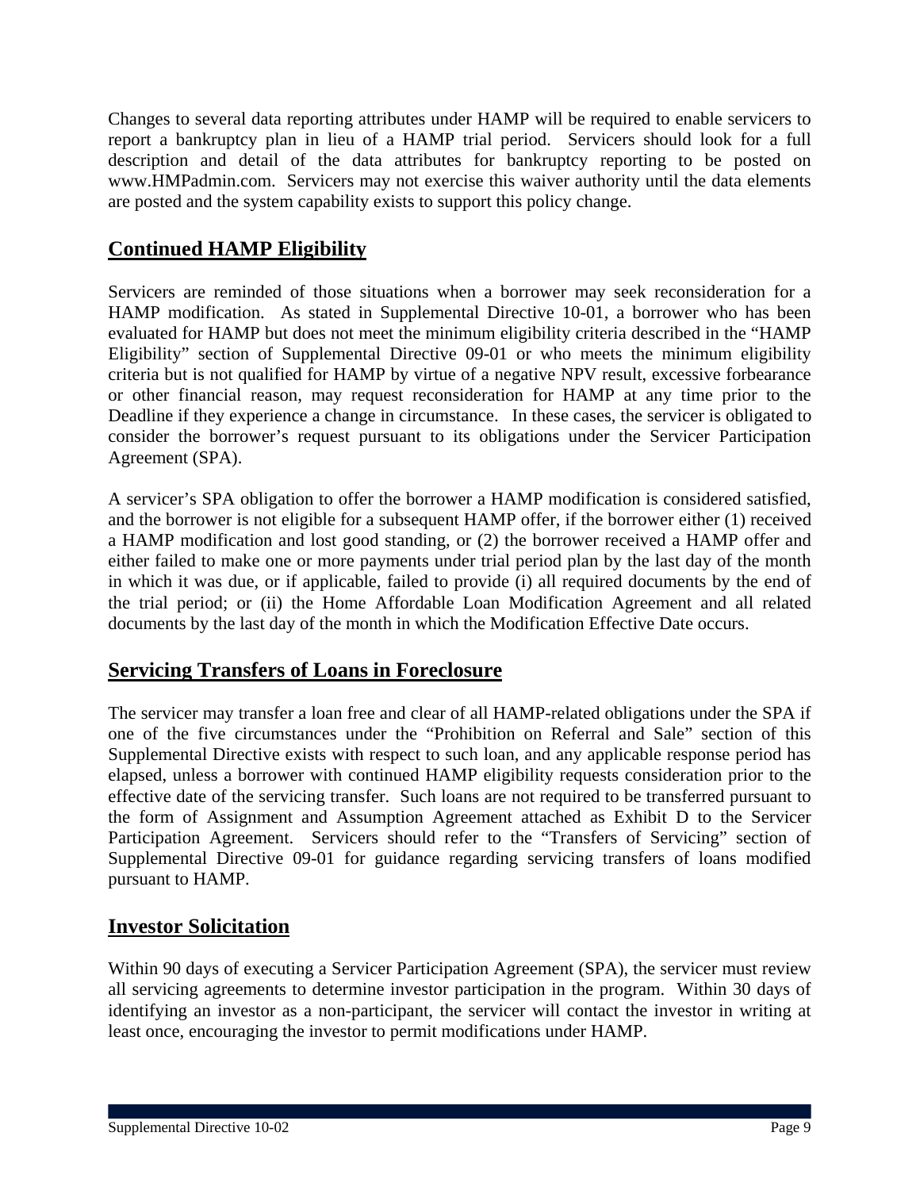Changes to several data reporting attributes under HAMP will be required to enable servicers to report a bankruptcy plan in lieu of a HAMP trial period. Servicers should look for a full description and detail of the data attributes for bankruptcy reporting to be posted on www.HMPadmin.com. Servicers may not exercise this waiver authority until the data elements are posted and the system capability exists to support this policy change.

## Continued HAMP Eligibility

Servicers are reminded of those situations when a borrower may seek reconsideration for a HAMP modification. As stated in Supplemental Directive 10-01, a borrower who has been evaluated for HAMP but does not meet the minimum eligibility criteria described in the "HAMP Eligibility" section of Supplemental Directive 09-01 or who meets the minimum eligibility criteria but is not qualified for HAMP by virtue of a negative NPV result, excessive forbearance or other financial reason, may request reconsideration for HAMP at any time prior to the Deadline if they experience a change in circumstance. In these cases, the servicer is obligated to consider the borrower's request pursuant to its obligations under the Servicer Participation Agreement (SPA).

A servicer's SPA obligation to offer the borrower a HAMP modification is considered satisfied, and the borrower is not eligible for a subsequent HAMP offer, if the borrower either (1) received a HAMP modification and lost good standing, or (2) the borrower received a HAMP offer and either failed to make one or more payments under trial period plan by the last day of the month in which it was due, or if applicable, failed to provide (i) all required documents by the end of the trial period; or (ii) the Home Affordable Loan Modification Agreement and all related documents by the last day of the month in which the Modification Effective Date occurs.

## Servicing Transfers of Loans in Foreclosure

The servicer may transfer a loan free and clear of all HAMP-related obligations under the SPA if one of the five circumstances under the "Prohibition on Referral and Sale" section of this Supplemental Directive exists with respect to such loan, and any applicable response period has elapsed, unless a borrower with continued HAMP eligibility requests consideration prior to the effective date of the servicing transfer. Such loans are not required to be transferred pursuant to the form of Assignment and Assumption Agreement attached as Exhibit D to the Servicer Participation Agreement. Servicers should refer to the "Transfers of Servicing" section of Supplemental Directive 09-01 for guidance regarding servicing transfers of loans modified pursuant to HAMP.

## Investor Solicitation

Within 90 days of executing a Servicer Participation Agreement (SPA), the servicer must review all servicing agreements to determine investor participation in the program. Within 30 days of identifying an investor as a non-participant, the servicer will contact the investor in writing at least once, encouraging the investor to permit modifications under HAMP.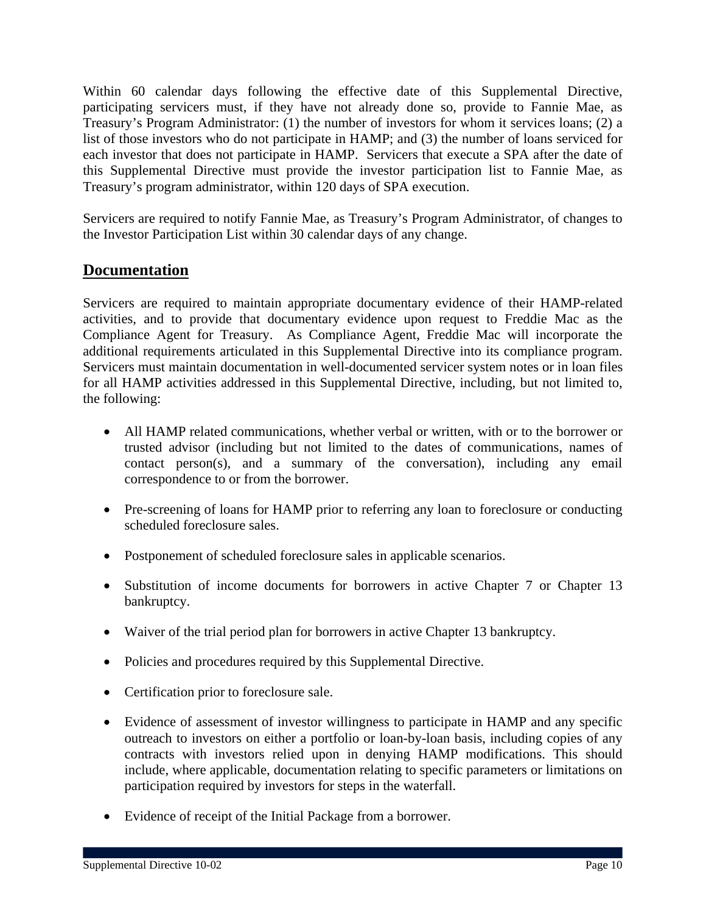Within 60 calendar days following the effective date of this Supplemental Directive, participating servicers must, if they have not already done so, provide to Fannie Mae, as Treasury's Program Administrator: (1) the number of investors for whom it services loans; (2) a list of those investors who do not participate in HAMP; and (3) the number of loans serviced for each investor that does not participate in HAMP. Servicers that execute a SPA after the date of this Supplemental Directive must provide the investor participation list to Fannie Mae, as Treasury's program administrator, within 120 days of SPA execution.

Servicers are required to notify Fannie Mae, as Treasury's Program Administrator, of changes to the Investor Participation List within 30 calendar days of any change.

## **Documentation**

Servicers are required to maintain appropriate documentary evidence of their HAMP-related activities, and to provide that documentary evidence upon request to Freddie Mac as the Compliance Agent for Treasury. As Compliance Agent, Freddie Mac will incorporate the additional requirements articulated in this Supplemental Directive into its compliance program. Servicers must maintain documentation in well-documented servicer system notes or in loan files for all HAMP activities addressed in this Supplemental Directive, including, but not limited to, the following:

- All HAMP related communications, whether verbal or written, with or to the borrower or trusted advisor (including but not limited to the dates of communications, names of contact person(s), and a summary of the conversation), including any email correspondence to or from the borrower.
- Pre-screening of loans for HAMP prior to referring any loan to foreclosure or conducting scheduled foreclosure sales.
- Postponement of scheduled foreclosure sales in applicable scenarios.
- Substitution of income documents for borrowers in active Chapter 7 or Chapter 13 bankruptcy.
- Waiver of the trial period plan for borrowers in active Chapter 13 bankruptcy.
- Policies and procedures required by this Supplemental Directive.
- Certification prior to foreclosure sale.
- Evidence of assessment of investor willingness to participate in HAMP and any specific outreach to investors on either a portfolio or loan-by-loan basis, including copies of any contracts with investors relied upon in denying HAMP modifications. This should include, where applicable, documentation relating to specific parameters or limitations on participation required by investors for steps in the waterfall.
- Evidence of receipt of the Initial Package from a borrower.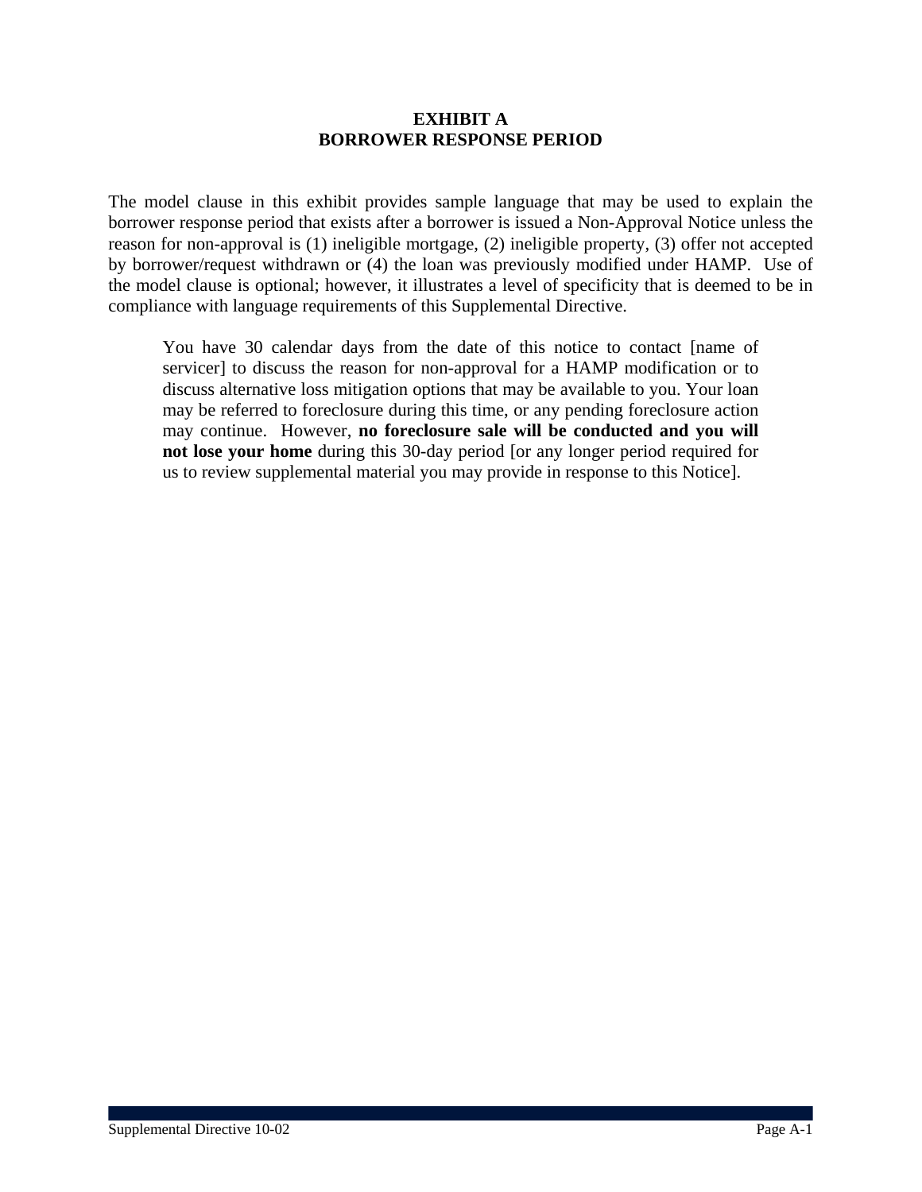# EXHIBIT A
# BORROWER RESPONSE PERIOD

The model clause in this exhibit provides sample language that may be used to explain the borrower response period that exists after a borrower is issued a Non-Approval Notice unless the reason for non-approval is (1) ineligible mortgage, (2) ineligible property, (3) offer not accepted by borrower/request withdrawn or (4) the loan was previously modified under HAMP. Use of the model clause is optional; however, it illustrates a level of specificity that is deemed to be in compliance with language requirements of this Supplemental Directive.

> You have 30 calendar days from the date of this notice to contact [name of servicer] to discuss the reason for non-approval for a HAMP modification or to discuss alternative loss mitigation options that may be available to you. Your loan may be referred to foreclosure during this time, or any pending foreclosure action may continue. However, **no foreclosure sale will be conducted and you will not lose your home** during this 30-day period [or any longer period required for us to review supplemental material you may provide in response to this Notice].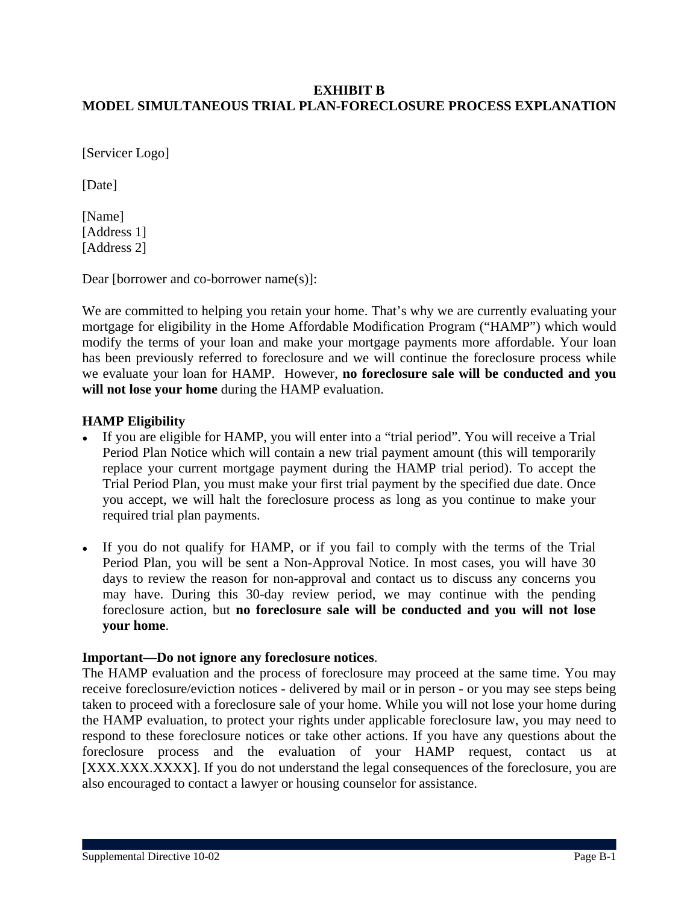# EXHIBIT B
# MODEL SIMULTANEOUS TRIAL PLAN-FORECLOSURE PROCESS EXPLANATION

[Servicer Logo]

[Date]

[Name]
[Address 1]
[Address 2]

Dear [borrower and co-borrower name(s)]:

We are committed to helping you retain your home. That's why we are currently evaluating your mortgage for eligibility in the Home Affordable Modification Program ("HAMP") which would modify the terms of your loan and make your mortgage payments more affordable. Your loan has been previously referred to foreclosure and we will continue the foreclosure process while we evaluate your loan for HAMP. However, **no foreclosure sale will be conducted and you will not lose your home** during the HAMP evaluation.

**HAMP Eligibility**

- If you are eligible for HAMP, you will enter into a "trial period". You will receive a Trial Period Plan Notice which will contain a new trial payment amount (this will temporarily replace your current mortgage payment during the HAMP trial period). To accept the Trial Period Plan, you must make your first trial payment by the specified due date. Once you accept, we will halt the foreclosure process as long as you continue to make your required trial plan payments.

- If you do not qualify for HAMP, or if you fail to comply with the terms of the Trial Period Plan, you will be sent a Non-Approval Notice. In most cases, you will have 30 days to review the reason for non-approval and contact us to discuss any concerns you may have. During this 30-day review period, we may continue with the pending foreclosure action, but **no foreclosure sale will be conducted and you will not lose your home**.

**Important—Do not ignore any foreclosure notices**.
The HAMP evaluation and the process of foreclosure may proceed at the same time. You may receive foreclosure/eviction notices - delivered by mail or in person - or you may see steps being taken to proceed with a foreclosure sale of your home. While you will not lose your home during the HAMP evaluation, to protect your rights under applicable foreclosure law, you may need to respond to these foreclosure notices or take other actions. If you have any questions about the foreclosure process and the evaluation of your HAMP request, contact us at [XXX.XXX.XXXX]. If you do not understand the legal consequences of the foreclosure, you are also encouraged to contact a lawyer or housing counselor for assistance.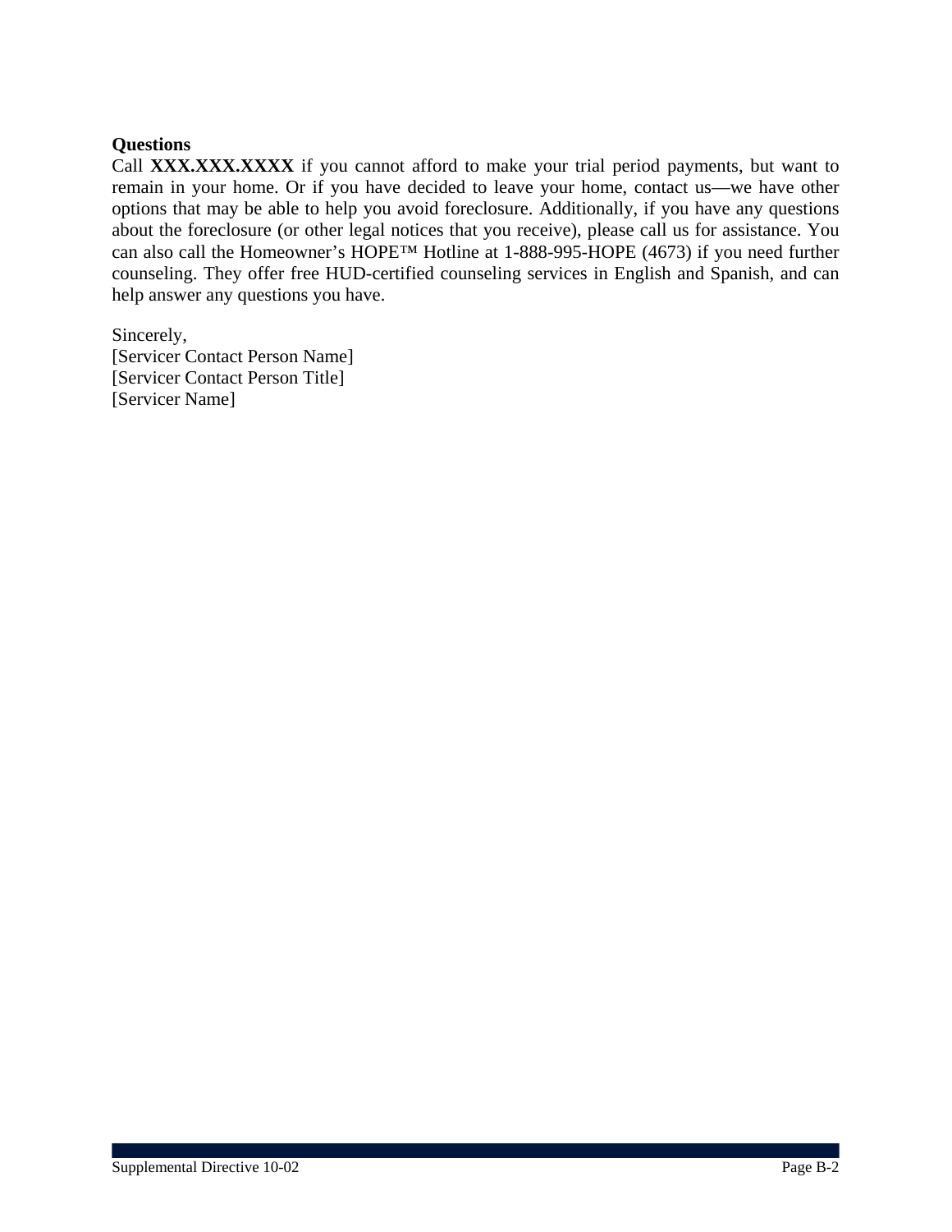**Questions**

Call **XXX.XXX.XXXX** if you cannot afford to make your trial period payments, but want to remain in your home. Or if you have decided to leave your home, contact us—we have other options that may be able to help you avoid foreclosure. Additionally, if you have any questions about the foreclosure (or other legal notices that you receive), please call us for assistance. You can also call the Homeowner's HOPE™ Hotline at 1-888-995-HOPE (4673) if you need further counseling. They offer free HUD-certified counseling services in English and Spanish, and can help answer any questions you have.

Sincerely,
[Servicer Contact Person Name]
[Servicer Contact Person Title]
[Servicer Name]